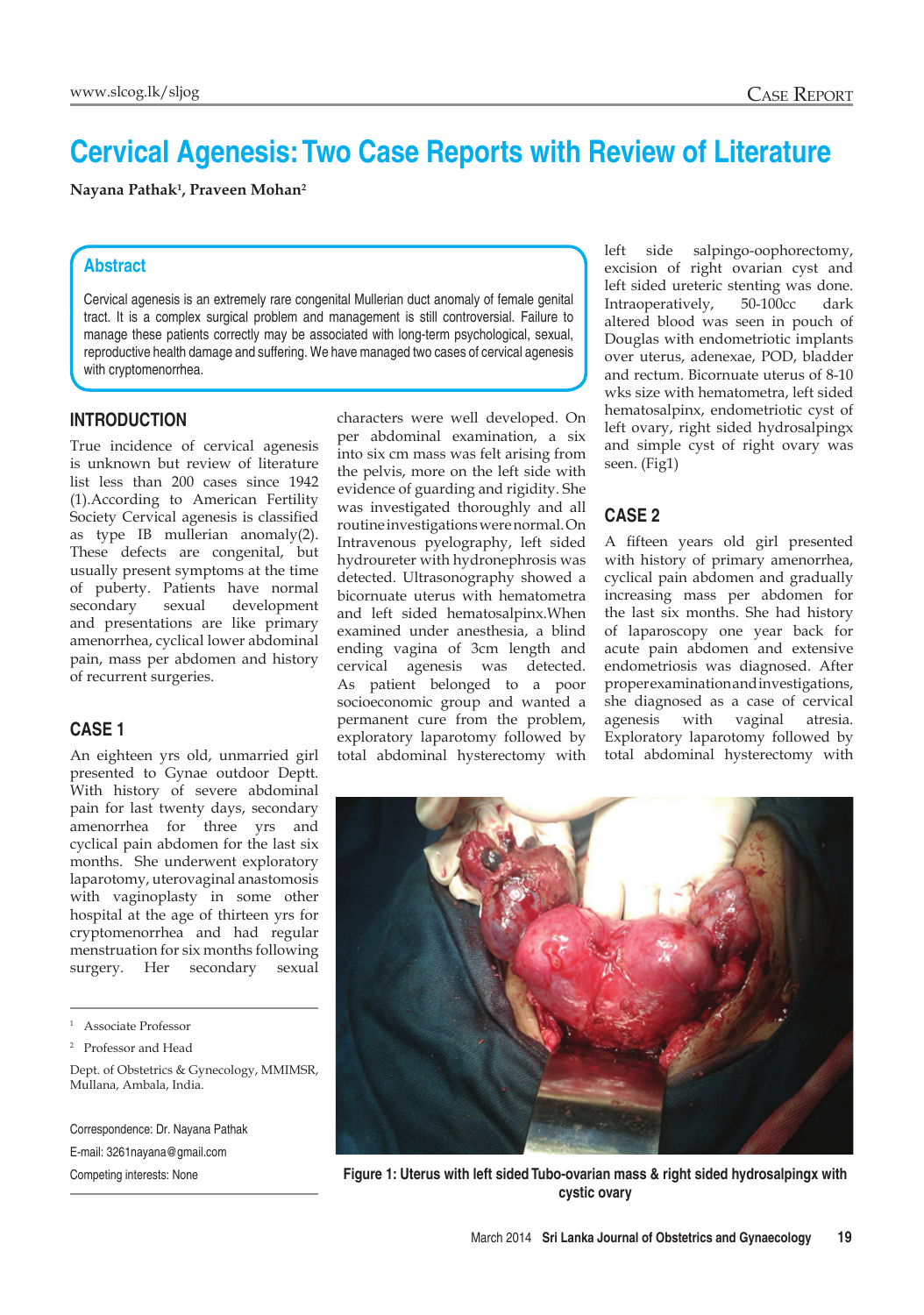# Cervical Agenesis: Two Case Reports with Review of Literature

**Nayana Pathak[1], Praveen Mohan[2]**

## Abstract

Cervical agenesis is an extremely rare congenital Mullerian duct anomaly of female genital tract. It is a complex surgical problem and management is still controversial. Failure to manage these patients correctly may be associated with long-term psychological, sexual, reproductive health damage and suffering. We have managed two cases of cervical agenesis with cryptomenorrhea.

## INTRODUCTION

True incidence of cervical agenesis is unknown but review of literature list less than 200 cases since 1942 (1).According to American Fertility Society Cervical agenesis is classified as type IB mullerian anomaly(2). These defects are congenital, but usually present symptoms at the time of puberty. Patients have normal secondary sexual development and presentations are like primary amenorrhea, cyclical lower abdominal pain, mass per abdomen and history of recurrent surgeries.

## CASE 1

An eighteen yrs old, unmarried girl presented to Gynae outdoor Deptt. With history of severe abdominal pain for last twenty days, secondary amenorrhea for three yrs and cyclical pain abdomen for the last six months. She underwent exploratory laparotomy, uterovaginal anastomosis with vaginoplasty in some other hospital at the age of thirteen yrs for cryptomenorrhea and had regular menstruation for six months following surgery. Her secondary sexual characters were well developed. On per abdominal examination, a six into six cm mass was felt arising from the pelvis, more on the left side with evidence of guarding and rigidity. She was investigated thoroughly and all routine investigations were normal. On Intravenous pyelography, left sided hydroureter with hydronephrosis was detected. Ultrasonography showed a bicornuate uterus with hematometra and left sided hematosalpinx. When examined under anesthesia, a blind ending vagina of 3cm length and cervical agenesis was detected. As patient belonged to a poor socioeconomic group and wanted a permanent cure from the problem, exploratory laparotomy followed by total abdominal hysterectomy with left side salpingo-oophorectomy, excision of right ovarian cyst and left sided ureteric stenting was done. Intraoperatively, 50-100cc dark altered blood was seen in pouch of Douglas with endometriotic implants over uterus, adenexae, POD, bladder and rectum. Bicornuate uterus of 8-10 wks size with hematometra, left sided hematosalpinx, endometriotic cyst of left ovary, right sided hydrosalpingx and simple cyst of right ovary was seen. (Fig1)

## CASE 2

A fifteen years old girl presented with history of primary amenorrhea, cyclical pain abdomen and gradually increasing mass per abdomen for the last six months. She had history of laparoscopy one year back for acute pain abdomen and extensive endometriosis was diagnosed. After proper examination and investigations, she diagnosed as a case of cervical agenesis with vaginal atresia. Exploratory laparotomy followed by total abdominal hysterectomy with

**Figure 1: Uterus with left sided Tubo-ovarian mass & right sided hydrosalpingx with cystic ovary**

---

[1] Associate Professor

[2] Professor and Head

Dept. of Obstetrics & Gynecology, MMIMSR, Mullana, Ambala, India.

Correspondence: Dr. Nayana Pathak
E-mail: 3261nayana@gmail.com
Competing interests: None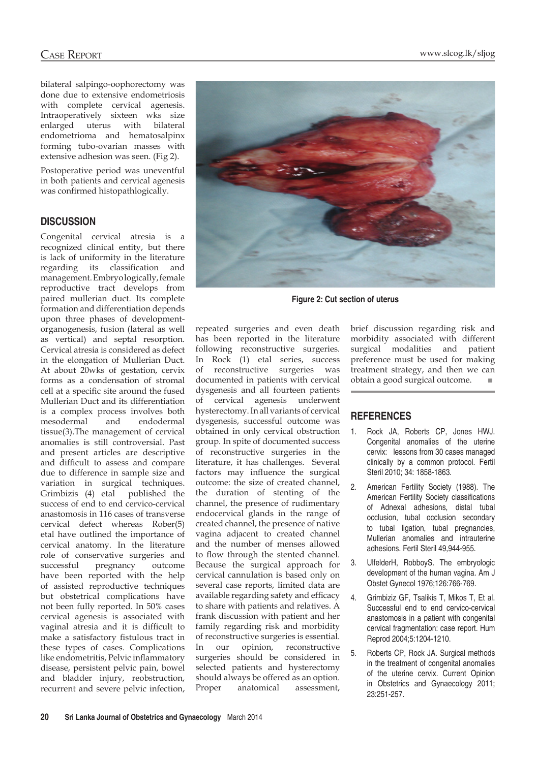bilateral salpingo-oophorectomy was done due to extensive endometriosis with complete cervical agenesis. Intraoperatively sixteen wks size enlarged uterus with bilateral endometrioma and hematosalpinx forming tubo-ovarian masses with extensive adhesion was seen. (Fig 2).

Postoperative period was uneventful in both patients and cervical agenesis was confirmed histopathlogically.

Figure 2: Cut section of uterus

## DISCUSSION

Congenital cervical atresia is a recognized clinical entity, but there is lack of uniformity in the literature regarding its classification and management. Embryologically, female reproductive tract develops from paired mullerian duct. Its complete formation and differentiation depends upon three phases of development-organogenesis, fusion (lateral as well as vertical) and septal resorption. Cervical atresia is considered as defect in the elongation of Mullerian Duct. At about 20wks of gestation, cervix forms as a condensation of stromal cell at a specific site around the fused Mullerian Duct and its differentiation is a complex process involves both mesodermal and endodermal tissue(3).The management of cervical anomalies is still controversial. Past and present articles are descriptive and difficult to assess and compare due to difference in sample size and variation in surgical techniques. Grimbizis (4) etal published the success of end to end cervico-cervical anastomosis in 116 cases of transverse cervical defect whereas Rober(5) etal have outlined the importance of cervical anatomy. In the literature role of conservative surgeries and successful pregnancy outcome have been reported with the help of assisted reproductive techniques but obstetrical complications have not been fully reported. In 50% cases cervical agenesis is associated with vaginal atresia and it is difficult to make a satisfactory fistulous tract in these types of cases. Complications like endometritis, Pelvic inflammatory disease, persistent pelvic pain, bowel and bladder injury, reobstruction, recurrent and severe pelvic infection, repeated surgeries and even death has been reported in the literature following reconstructive surgeries. In Rock (1) etal series, success of reconstructive surgeries was documented in patients with cervical dysgenesis and all fourteen patients of cervical agenesis underwent hysterectomy. In all variants of cervical dysgenesis, successful outcome was obtained in only cervical obstruction group. In spite of documented success of reconstructive surgeries in the literature, it has challenges. Several factors may influence the surgical outcome: the size of created channel, the duration of stenting of the channel, the presence of rudimentary endocervical glands in the range of created channel, the presence of native vagina adjacent to created channel and the number of menses allowed to flow through the stented channel. Because the surgical approach for cervical cannulation is based only on several case reports, limited data are available regarding safety and efficacy to share with patients and relatives. A frank discussion with patient and her family regarding risk and morbidity of reconstructive surgeries is essential. In our opinion, reconstructive surgeries should be considered in selected patients and hysterectomy should always be offered as an option. Proper anatomical assessment, brief discussion regarding risk and morbidity associated with different surgical modalities and patient preference must be used for making treatment strategy, and then we can obtain a good surgical outcome.

## REFERENCES

1. Rock JA, Roberts CP, Jones HWJ. Congenital anomalies of the uterine cervix: lessons from 30 cases managed clinically by a common protocol. Fertil Steril 2010; 34: 1858-1863.
2. American Fertility Society (1988). The American Fertility Society classifications of Adnexal adhesions, distal tubal occlusion, tubal occlusion secondary to tubal ligation, tubal pregnancies, Mullerian anomalies and intrauterine adhesions. Fertil Steril 49,944-955.
3. UlfelderH, RobboyS. The embryologic development of the human vagina. Am J Obstet Gynecol 1976;126:766-769.
4. Grimbiziz GF, Tsalikis T, Mikos T, Et al. Successful end to end cervico-cervical anastomosis in a patient with congenital cervical fragmentation: case report. Hum Reprod 2004;5:1204-1210.
5. Roberts CP, Rock JA. Surgical methods in the treatment of congenital anomalies of the uterine cervix. Current Opinion in Obstetrics and Gynaecology 2011; 23:251-257.